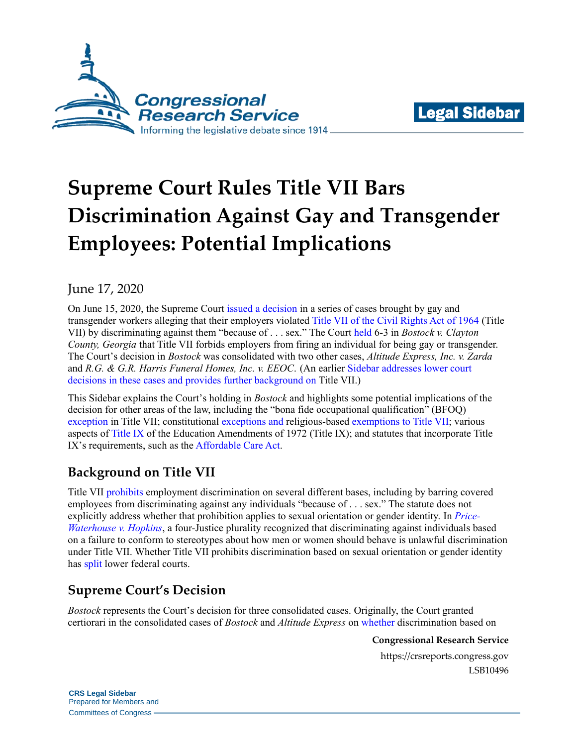Legal Sidebar

# Supreme Court Rules Title VII Bars Discrimination Against Gay and Transgender Employees: Potential Implications

June 17, 2020

On June 15, 2020, the Supreme Court issued a decision in a series of cases brought by gay and transgender workers alleging that their employers violated Title VII of the Civil Rights Act of 1964 (Title VII) by discriminating against them "because of . . . sex." The Court held 6-3 in *Bostock v. Clayton County, Georgia* that Title VII forbids employers from firing an individual for being gay or transgender. The Court's decision in *Bostock* was consolidated with two other cases, *Altitude Express, Inc. v. Zarda* and *R.G. & G.R. Harris Funeral Homes, Inc. v. EEOC*. (An earlier Sidebar addresses lower court decisions in these cases and provides further background on Title VII.)

This Sidebar explains the Court's holding in *Bostock* and highlights some potential implications of the decision for other areas of the law, including the "bona fide occupational qualification" (BFOQ) exception in Title VII; constitutional exceptions and religious-based exemptions to Title VII; various aspects of Title IX of the Education Amendments of 1972 (Title IX); and statutes that incorporate Title IX's requirements, such as the Affordable Care Act.

## Background on Title VII

Title VII prohibits employment discrimination on several different bases, including by barring covered employees from discriminating against any individuals "because of . . . sex." The statute does not explicitly address whether that prohibition applies to sexual orientation or gender identity. In *Price-Waterhouse v. Hopkins*, a four-Justice plurality recognized that discriminating against individuals based on a failure to conform to stereotypes about how men or women should behave is unlawful discrimination under Title VII. Whether Title VII prohibits discrimination based on sexual orientation or gender identity has split lower federal courts.

## Supreme Court's Decision

*Bostock* represents the Court's decision for three consolidated cases. Originally, the Court granted certiorari in the consolidated cases of *Bostock* and *Altitude Express* on whether discrimination based on

**Congressional Research Service**
https://crsreports.congress.gov
LSB10496

**CRS Legal Sidebar**
Prepared for Members and
Committees of Congress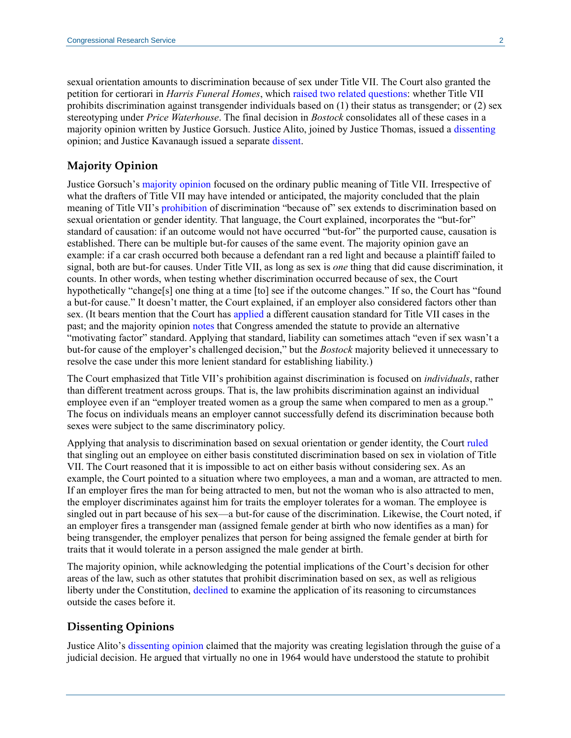sexual orientation amounts to discrimination because of sex under Title VII. The Court also granted the petition for certiorari in *Harris Funeral Homes*, which raised two related questions: whether Title VII prohibits discrimination against transgender individuals based on (1) their status as transgender; or (2) sex stereotyping under *Price Waterhouse*. The final decision in *Bostock* consolidates all of these cases in a majority opinion written by Justice Gorsuch. Justice Alito, joined by Justice Thomas, issued a dissenting opinion; and Justice Kavanaugh issued a separate dissent.

## Majority Opinion

Justice Gorsuch's majority opinion focused on the ordinary public meaning of Title VII. Irrespective of what the drafters of Title VII may have intended or anticipated, the majority concluded that the plain meaning of Title VII's prohibition of discrimination "because of" sex extends to discrimination based on sexual orientation or gender identity. That language, the Court explained, incorporates the "but-for" standard of causation: if an outcome would not have occurred "but-for" the purported cause, causation is established. There can be multiple but-for causes of the same event. The majority opinion gave an example: if a car crash occurred both because a defendant ran a red light and because a plaintiff failed to signal, both are but-for causes. Under Title VII, as long as sex is *one* thing that did cause discrimination, it counts. In other words, when testing whether discrimination occurred because of sex, the Court hypothetically "change[s] one thing at a time [to] see if the outcome changes." If so, the Court has "found a but-for cause." It doesn't matter, the Court explained, if an employer also considered factors other than sex. (It bears mention that the Court has applied a different causation standard for Title VII cases in the past; and the majority opinion notes that Congress amended the statute to provide an alternative "motivating factor" standard. Applying that standard, liability can sometimes attach "even if sex wasn't a but-for cause of the employer's challenged decision," but the *Bostock* majority believed it unnecessary to resolve the case under this more lenient standard for establishing liability.)

The Court emphasized that Title VII's prohibition against discrimination is focused on *individuals*, rather than different treatment across groups. That is, the law prohibits discrimination against an individual employee even if an "employer treated women as a group the same when compared to men as a group." The focus on individuals means an employer cannot successfully defend its discrimination because both sexes were subject to the same discriminatory policy.

Applying that analysis to discrimination based on sexual orientation or gender identity, the Court ruled that singling out an employee on either basis constituted discrimination based on sex in violation of Title VII. The Court reasoned that it is impossible to act on either basis without considering sex. As an example, the Court pointed to a situation where two employees, a man and a woman, are attracted to men. If an employer fires the man for being attracted to men, but not the woman who is also attracted to men, the employer discriminates against him for traits the employer tolerates for a woman. The employee is singled out in part because of his sex—a but-for cause of the discrimination. Likewise, the Court noted, if an employer fires a transgender man (assigned female gender at birth who now identifies as a man) for being transgender, the employer penalizes that person for being assigned the female gender at birth for traits that it would tolerate in a person assigned the male gender at birth.

The majority opinion, while acknowledging the potential implications of the Court's decision for other areas of the law, such as other statutes that prohibit discrimination based on sex, as well as religious liberty under the Constitution, declined to examine the application of its reasoning to circumstances outside the cases before it.

## Dissenting Opinions

Justice Alito's dissenting opinion claimed that the majority was creating legislation through the guise of a judicial decision. He argued that virtually no one in 1964 would have understood the statute to prohibit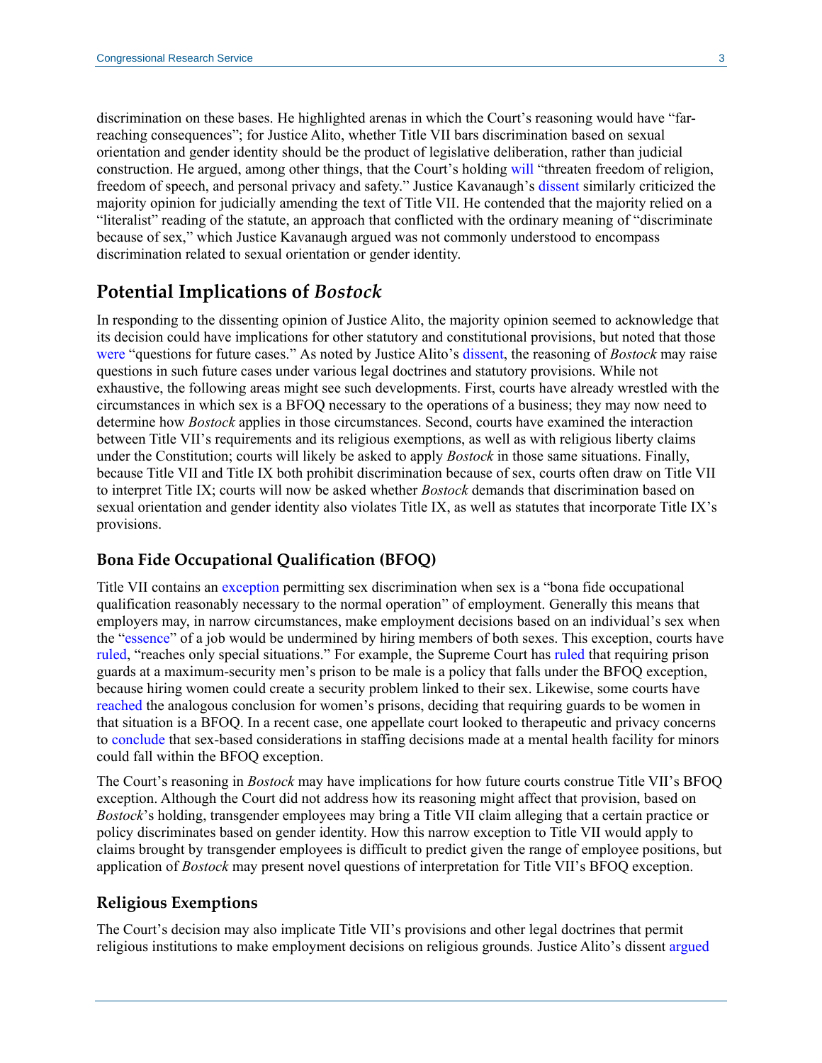discrimination on these bases. He highlighted arenas in which the Court's reasoning would have "far-reaching consequences"; for Justice Alito, whether Title VII bars discrimination based on sexual orientation and gender identity should be the product of legislative deliberation, rather than judicial construction. He argued, among other things, that the Court's holding will "threaten freedom of religion, freedom of speech, and personal privacy and safety." Justice Kavanaugh's dissent similarly criticized the majority opinion for judicially amending the text of Title VII. He contended that the majority relied on a "literalist" reading of the statute, an approach that conflicted with the ordinary meaning of "discriminate because of sex," which Justice Kavanaugh argued was not commonly understood to encompass discrimination related to sexual orientation or gender identity.

## Potential Implications of *Bostock*

In responding to the dissenting opinion of Justice Alito, the majority opinion seemed to acknowledge that its decision could have implications for other statutory and constitutional provisions, but noted that those were "questions for future cases." As noted by Justice Alito's dissent, the reasoning of *Bostock* may raise questions in such future cases under various legal doctrines and statutory provisions. While not exhaustive, the following areas might see such developments. First, courts have already wrestled with the circumstances in which sex is a BFOQ necessary to the operations of a business; they may now need to determine how *Bostock* applies in those circumstances. Second, courts have examined the interaction between Title VII's requirements and its religious exemptions, as well as with religious liberty claims under the Constitution; courts will likely be asked to apply *Bostock* in those same situations. Finally, because Title VII and Title IX both prohibit discrimination because of sex, courts often draw on Title VII to interpret Title IX; courts will now be asked whether *Bostock* demands that discrimination based on sexual orientation and gender identity also violates Title IX, as well as statutes that incorporate Title IX's provisions.

### Bona Fide Occupational Qualification (BFOQ)

Title VII contains an exception permitting sex discrimination when sex is a "bona fide occupational qualification reasonably necessary to the normal operation" of employment. Generally this means that employers may, in narrow circumstances, make employment decisions based on an individual's sex when the "essence" of a job would be undermined by hiring members of both sexes. This exception, courts have ruled, "reaches only special situations." For example, the Supreme Court has ruled that requiring prison guards at a maximum-security men's prison to be male is a policy that falls under the BFOQ exception, because hiring women could create a security problem linked to their sex. Likewise, some courts have reached the analogous conclusion for women's prisons, deciding that requiring guards to be women in that situation is a BFOQ. In a recent case, one appellate court looked to therapeutic and privacy concerns to conclude that sex-based considerations in staffing decisions made at a mental health facility for minors could fall within the BFOQ exception.

The Court's reasoning in *Bostock* may have implications for how future courts construe Title VII's BFOQ exception. Although the Court did not address how its reasoning might affect that provision, based on *Bostock*'s holding, transgender employees may bring a Title VII claim alleging that a certain practice or policy discriminates based on gender identity. How this narrow exception to Title VII would apply to claims brought by transgender employees is difficult to predict given the range of employee positions, but application of *Bostock* may present novel questions of interpretation for Title VII's BFOQ exception.

### Religious Exemptions

The Court's decision may also implicate Title VII's provisions and other legal doctrines that permit religious institutions to make employment decisions on religious grounds. Justice Alito's dissent argued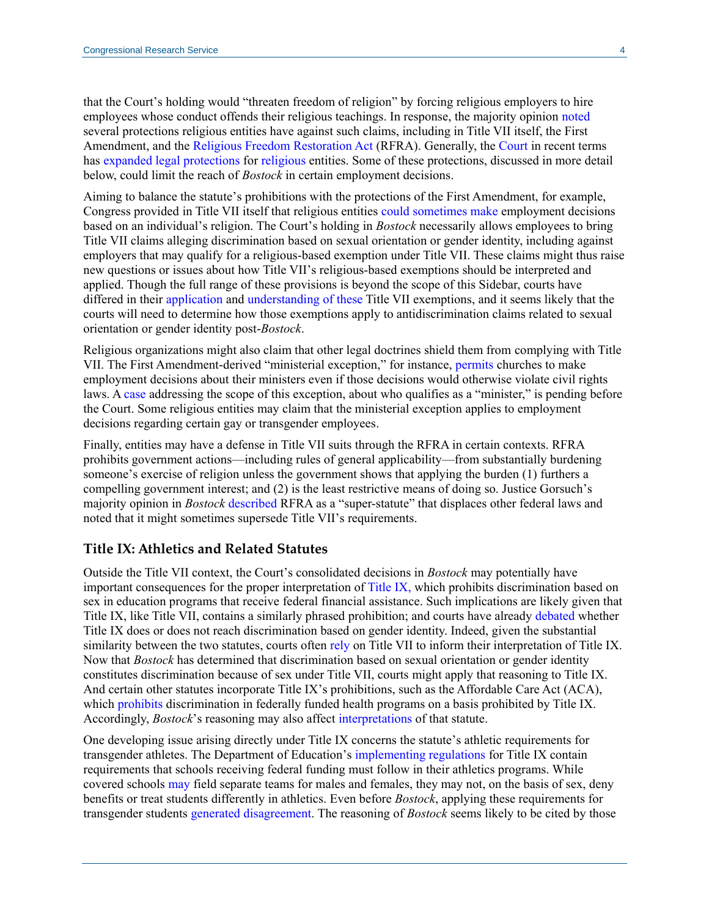that the Court's holding would "threaten freedom of religion" by forcing religious employers to hire employees whose conduct offends their religious teachings. In response, the majority opinion noted several protections religious entities have against such claims, including in Title VII itself, the First Amendment, and the Religious Freedom Restoration Act (RFRA). Generally, the Court in recent terms has expanded legal protections for religious entities. Some of these protections, discussed in more detail below, could limit the reach of *Bostock* in certain employment decisions.

Aiming to balance the statute's prohibitions with the protections of the First Amendment, for example, Congress provided in Title VII itself that religious entities could sometimes make employment decisions based on an individual's religion. The Court's holding in *Bostock* necessarily allows employees to bring Title VII claims alleging discrimination based on sexual orientation or gender identity, including against employers that may qualify for a religious-based exemption under Title VII. These claims might thus raise new questions or issues about how Title VII's religious-based exemptions should be interpreted and applied. Though the full range of these provisions is beyond the scope of this Sidebar, courts have differed in their application and understanding of these Title VII exemptions, and it seems likely that the courts will need to determine how those exemptions apply to antidiscrimination claims related to sexual orientation or gender identity post-*Bostock*.

Religious organizations might also claim that other legal doctrines shield them from complying with Title VII. The First Amendment-derived "ministerial exception," for instance, permits churches to make employment decisions about their ministers even if those decisions would otherwise violate civil rights laws. A case addressing the scope of this exception, about who qualifies as a "minister," is pending before the Court. Some religious entities may claim that the ministerial exception applies to employment decisions regarding certain gay or transgender employees.

Finally, entities may have a defense in Title VII suits through the RFRA in certain contexts. RFRA prohibits government actions—including rules of general applicability—from substantially burdening someone's exercise of religion unless the government shows that applying the burden (1) furthers a compelling government interest; and (2) is the least restrictive means of doing so. Justice Gorsuch's majority opinion in *Bostock* described RFRA as a "super-statute" that displaces other federal laws and noted that it might sometimes supersede Title VII's requirements.

## Title IX: Athletics and Related Statutes

Outside the Title VII context, the Court's consolidated decisions in *Bostock* may potentially have important consequences for the proper interpretation of Title IX, which prohibits discrimination based on sex in education programs that receive federal financial assistance. Such implications are likely given that Title IX, like Title VII, contains a similarly phrased prohibition; and courts have already debated whether Title IX does or does not reach discrimination based on gender identity. Indeed, given the substantial similarity between the two statutes, courts often rely on Title VII to inform their interpretation of Title IX. Now that *Bostock* has determined that discrimination based on sexual orientation or gender identity constitutes discrimination because of sex under Title VII, courts might apply that reasoning to Title IX. And certain other statutes incorporate Title IX's prohibitions, such as the Affordable Care Act (ACA), which prohibits discrimination in federally funded health programs on a basis prohibited by Title IX. Accordingly, *Bostock*'s reasoning may also affect interpretations of that statute.

One developing issue arising directly under Title IX concerns the statute's athletic requirements for transgender athletes. The Department of Education's implementing regulations for Title IX contain requirements that schools receiving federal funding must follow in their athletics programs. While covered schools may field separate teams for males and females, they may not, on the basis of sex, deny benefits or treat students differently in athletics. Even before *Bostock*, applying these requirements for transgender students generated disagreement. The reasoning of *Bostock* seems likely to be cited by those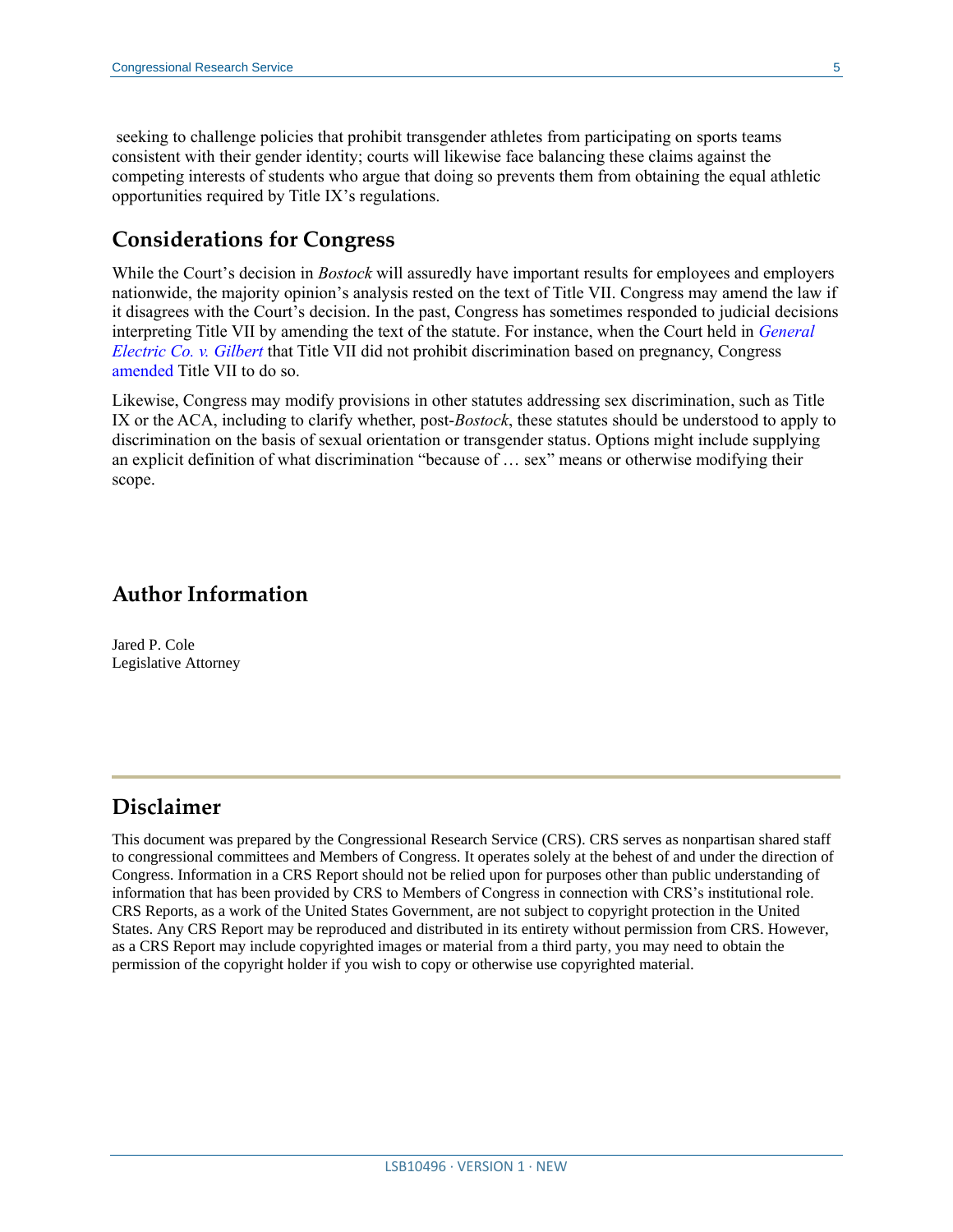seeking to challenge policies that prohibit transgender athletes from participating on sports teams consistent with their gender identity; courts will likewise face balancing these claims against the competing interests of students who argue that doing so prevents them from obtaining the equal athletic opportunities required by Title IX's regulations.

## Considerations for Congress

While the Court's decision in *Bostock* will assuredly have important results for employees and employers nationwide, the majority opinion's analysis rested on the text of Title VII. Congress may amend the law if it disagrees with the Court's decision. In the past, Congress has sometimes responded to judicial decisions interpreting Title VII by amending the text of the statute. For instance, when the Court held in *General Electric Co. v. Gilbert* that Title VII did not prohibit discrimination based on pregnancy, Congress amended Title VII to do so.

Likewise, Congress may modify provisions in other statutes addressing sex discrimination, such as Title IX or the ACA, including to clarify whether, post-*Bostock*, these statutes should be understood to apply to discrimination on the basis of sexual orientation or transgender status. Options might include supplying an explicit definition of what discrimination "because of … sex" means or otherwise modifying their scope.

## Author Information

Jared P. Cole
Legislative Attorney

## Disclaimer

This document was prepared by the Congressional Research Service (CRS). CRS serves as nonpartisan shared staff to congressional committees and Members of Congress. It operates solely at the behest of and under the direction of Congress. Information in a CRS Report should not be relied upon for purposes other than public understanding of information that has been provided by CRS to Members of Congress in connection with CRS's institutional role. CRS Reports, as a work of the United States Government, are not subject to copyright protection in the United States. Any CRS Report may be reproduced and distributed in its entirety without permission from CRS. However, as a CRS Report may include copyrighted images or material from a third party, you may need to obtain the permission of the copyright holder if you wish to copy or otherwise use copyrighted material.

LSB10496 · VERSION 1 · NEW